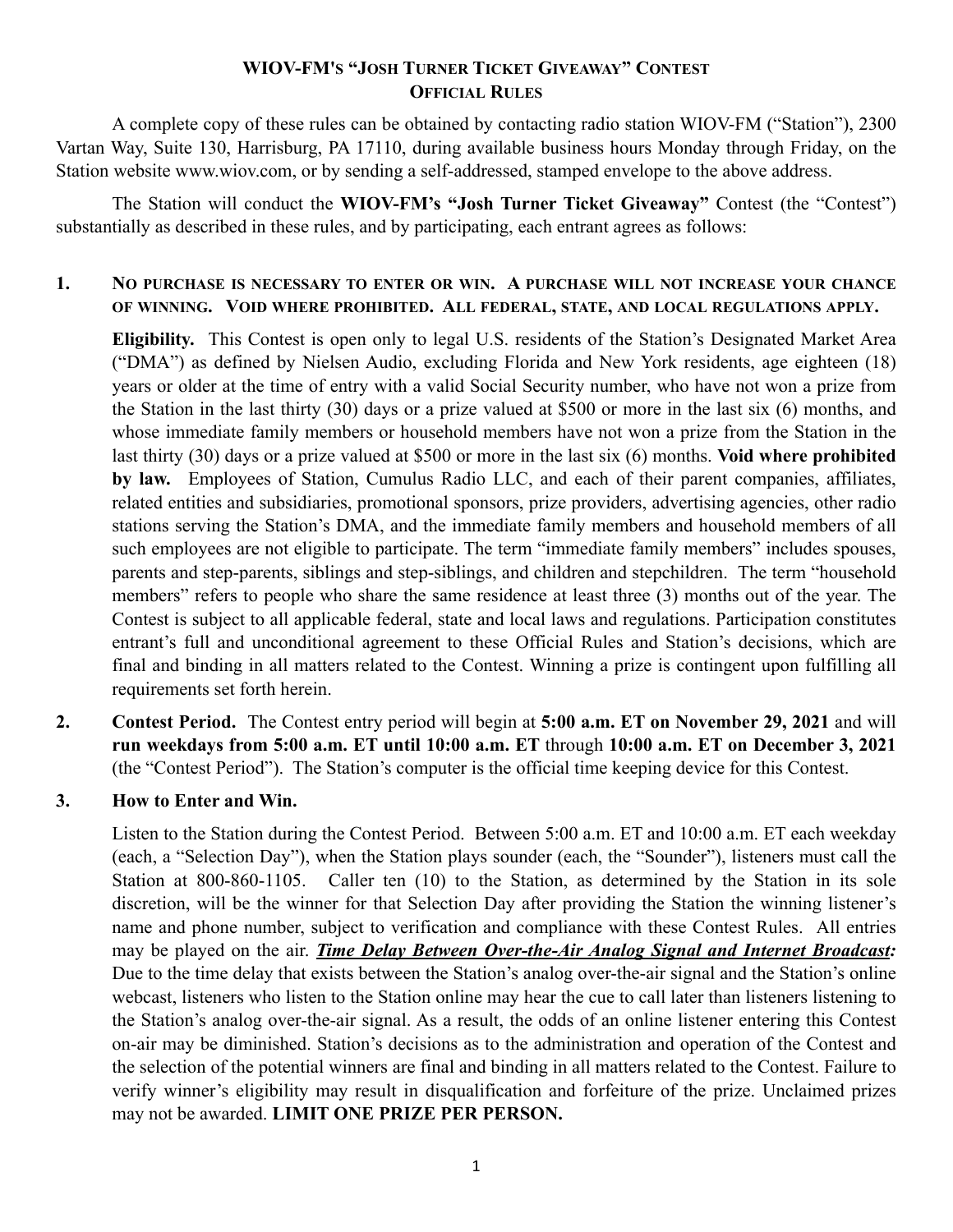# WIOV-FM'S "JOSH TURNER TICKET GIVEAWAY" CONTEST
## OFFICIAL RULES

A complete copy of these rules can be obtained by contacting radio station WIOV-FM ("Station"), 2300 Vartan Way, Suite 130, Harrisburg, PA 17110, during available business hours Monday through Friday, on the Station website www.wiov.com, or by sending a self-addressed, stamped envelope to the above address.

The Station will conduct the **WIOV-FM's "Josh Turner Ticket Giveaway"** Contest (the "Contest") substantially as described in these rules, and by participating, each entrant agrees as follows:

**1. NO PURCHASE IS NECESSARY TO ENTER OR WIN. A PURCHASE WILL NOT INCREASE YOUR CHANCE OF WINNING. VOID WHERE PROHIBITED. ALL FEDERAL, STATE, AND LOCAL REGULATIONS APPLY.**

**Eligibility.** This Contest is open only to legal U.S. residents of the Station's Designated Market Area ("DMA") as defined by Nielsen Audio, excluding Florida and New York residents, age eighteen (18) years or older at the time of entry with a valid Social Security number, who have not won a prize from the Station in the last thirty (30) days or a prize valued at $500 or more in the last six (6) months, and whose immediate family members or household members have not won a prize from the Station in the last thirty (30) days or a prize valued at $500 or more in the last six (6) months. **Void where prohibited by law.** Employees of Station, Cumulus Radio LLC, and each of their parent companies, affiliates, related entities and subsidiaries, promotional sponsors, prize providers, advertising agencies, other radio stations serving the Station's DMA, and the immediate family members and household members of all such employees are not eligible to participate. The term "immediate family members" includes spouses, parents and step-parents, siblings and step-siblings, and children and stepchildren. The term "household members" refers to people who share the same residence at least three (3) months out of the year. The Contest is subject to all applicable federal, state and local laws and regulations. Participation constitutes entrant's full and unconditional agreement to these Official Rules and Station's decisions, which are final and binding in all matters related to the Contest. Winning a prize is contingent upon fulfilling all requirements set forth herein.

**2. Contest Period.** The Contest entry period will begin at **5:00 a.m. ET on November 29, 2021** and will **run weekdays from 5:00 a.m. ET until 10:00 a.m. ET** through **10:00 a.m. ET on December 3, 2021** (the "Contest Period"). The Station's computer is the official time keeping device for this Contest.

**3. How to Enter and Win.**

Listen to the Station during the Contest Period. Between 5:00 a.m. ET and 10:00 a.m. ET each weekday (each, a "Selection Day"), when the Station plays sounder (each, the "Sounder"), listeners must call the Station at 800-860-1105. Caller ten (10) to the Station, as determined by the Station in its sole discretion, will be the winner for that Selection Day after providing the Station the winning listener's name and phone number, subject to verification and compliance with these Contest Rules. All entries may be played on the air. ***Time Delay Between Over-the-Air Analog Signal and Internet Broadcast:*** Due to the time delay that exists between the Station's analog over-the-air signal and the Station's online webcast, listeners who listen to the Station online may hear the cue to call later than listeners listening to the Station's analog over-the-air signal. As a result, the odds of an online listener entering this Contest on-air may be diminished. Station's decisions as to the administration and operation of the Contest and the selection of the potential winners are final and binding in all matters related to the Contest. Failure to verify winner's eligibility may result in disqualification and forfeiture of the prize. Unclaimed prizes may not be awarded. **LIMIT ONE PRIZE PER PERSON.**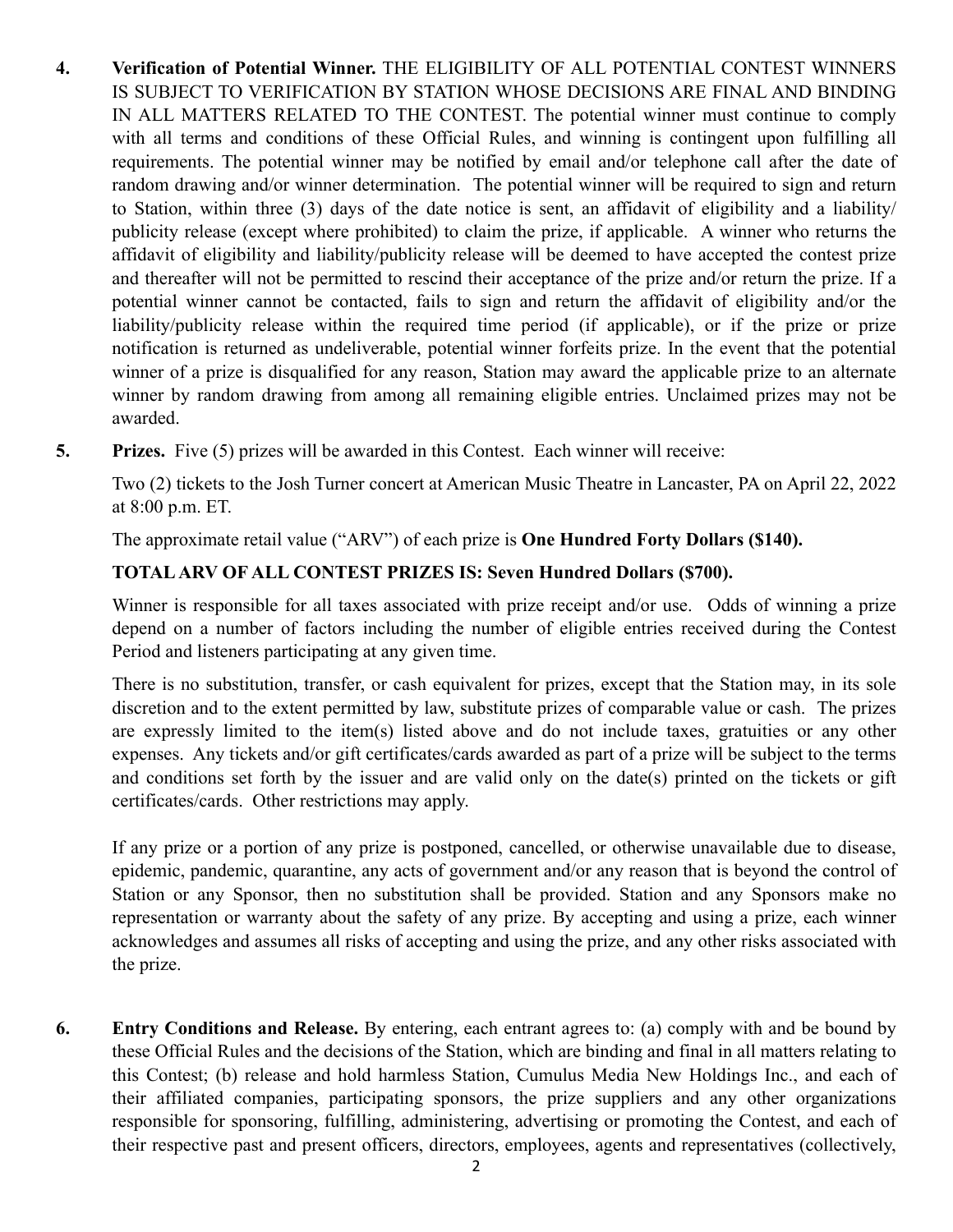4. **Verification of Potential Winner.** THE ELIGIBILITY OF ALL POTENTIAL CONTEST WINNERS IS SUBJECT TO VERIFICATION BY STATION WHOSE DECISIONS ARE FINAL AND BINDING IN ALL MATTERS RELATED TO THE CONTEST. The potential winner must continue to comply with all terms and conditions of these Official Rules, and winning is contingent upon fulfilling all requirements. The potential winner may be notified by email and/or telephone call after the date of random drawing and/or winner determination. The potential winner will be required to sign and return to Station, within three (3) days of the date notice is sent, an affidavit of eligibility and a liability/ publicity release (except where prohibited) to claim the prize, if applicable. A winner who returns the affidavit of eligibility and liability/publicity release will be deemed to have accepted the contest prize and thereafter will not be permitted to rescind their acceptance of the prize and/or return the prize. If a potential winner cannot be contacted, fails to sign and return the affidavit of eligibility and/or the liability/publicity release within the required time period (if applicable), or if the prize or prize notification is returned as undeliverable, potential winner forfeits prize. In the event that the potential winner of a prize is disqualified for any reason, Station may award the applicable prize to an alternate winner by random drawing from among all remaining eligible entries. Unclaimed prizes may not be awarded.

5. **Prizes.** Five (5) prizes will be awarded in this Contest. Each winner will receive:

   Two (2) tickets to the Josh Turner concert at American Music Theatre in Lancaster, PA on April 22, 2022 at 8:00 p.m. ET.

   The approximate retail value ("ARV") of each prize is **One Hundred Forty Dollars ($140).**

   **TOTAL ARV OF ALL CONTEST PRIZES IS: Seven Hundred Dollars ($700).**

   Winner is responsible for all taxes associated with prize receipt and/or use. Odds of winning a prize depend on a number of factors including the number of eligible entries received during the Contest Period and listeners participating at any given time.

   There is no substitution, transfer, or cash equivalent for prizes, except that the Station may, in its sole discretion and to the extent permitted by law, substitute prizes of comparable value or cash. The prizes are expressly limited to the item(s) listed above and do not include taxes, gratuities or any other expenses. Any tickets and/or gift certificates/cards awarded as part of a prize will be subject to the terms and conditions set forth by the issuer and are valid only on the date(s) printed on the tickets or gift certificates/cards. Other restrictions may apply.

   If any prize or a portion of any prize is postponed, cancelled, or otherwise unavailable due to disease, epidemic, pandemic, quarantine, any acts of government and/or any reason that is beyond the control of Station or any Sponsor, then no substitution shall be provided. Station and any Sponsors make no representation or warranty about the safety of any prize. By accepting and using a prize, each winner acknowledges and assumes all risks of accepting and using the prize, and any other risks associated with the prize.

6. **Entry Conditions and Release.** By entering, each entrant agrees to: (a) comply with and be bound by these Official Rules and the decisions of the Station, which are binding and final in all matters relating to this Contest; (b) release and hold harmless Station, Cumulus Media New Holdings Inc., and each of their affiliated companies, participating sponsors, the prize suppliers and any other organizations responsible for sponsoring, fulfilling, administering, advertising or promoting the Contest, and each of their respective past and present officers, directors, employees, agents and representatives (collectively,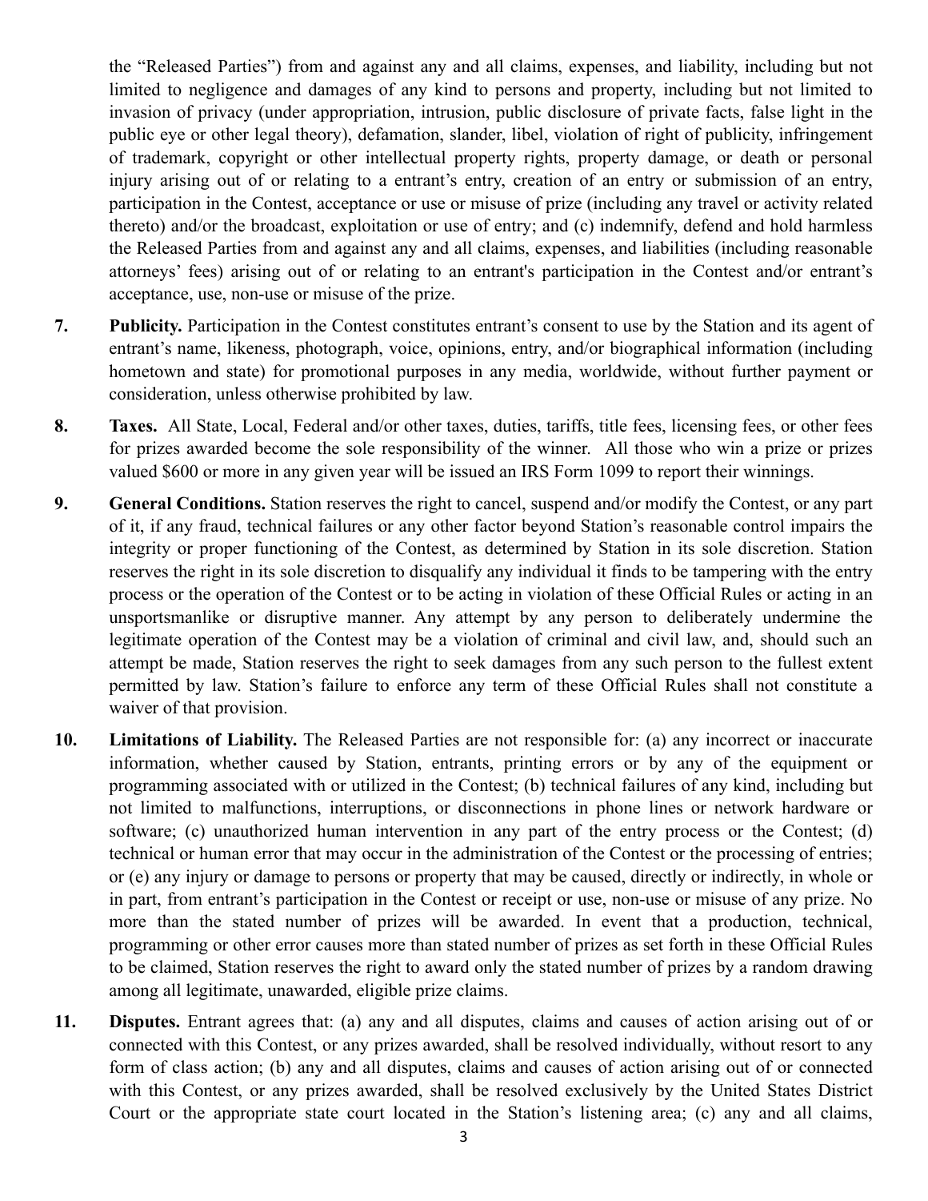the "Released Parties") from and against any and all claims, expenses, and liability, including but not limited to negligence and damages of any kind to persons and property, including but not limited to invasion of privacy (under appropriation, intrusion, public disclosure of private facts, false light in the public eye or other legal theory), defamation, slander, libel, violation of right of publicity, infringement of trademark, copyright or other intellectual property rights, property damage, or death or personal injury arising out of or relating to a entrant's entry, creation of an entry or submission of an entry, participation in the Contest, acceptance or use or misuse of prize (including any travel or activity related thereto) and/or the broadcast, exploitation or use of entry; and (c) indemnify, defend and hold harmless the Released Parties from and against any and all claims, expenses, and liabilities (including reasonable attorneys' fees) arising out of or relating to an entrant's participation in the Contest and/or entrant's acceptance, use, non-use or misuse of the prize.

7. **Publicity.** Participation in the Contest constitutes entrant's consent to use by the Station and its agent of entrant's name, likeness, photograph, voice, opinions, entry, and/or biographical information (including hometown and state) for promotional purposes in any media, worldwide, without further payment or consideration, unless otherwise prohibited by law.

8. **Taxes.** All State, Local, Federal and/or other taxes, duties, tariffs, title fees, licensing fees, or other fees for prizes awarded become the sole responsibility of the winner. All those who win a prize or prizes valued $600 or more in any given year will be issued an IRS Form 1099 to report their winnings.

9. **General Conditions.** Station reserves the right to cancel, suspend and/or modify the Contest, or any part of it, if any fraud, technical failures or any other factor beyond Station's reasonable control impairs the integrity or proper functioning of the Contest, as determined by Station in its sole discretion. Station reserves the right in its sole discretion to disqualify any individual it finds to be tampering with the entry process or the operation of the Contest or to be acting in violation of these Official Rules or acting in an unsportsmanlike or disruptive manner. Any attempt by any person to deliberately undermine the legitimate operation of the Contest may be a violation of criminal and civil law, and, should such an attempt be made, Station reserves the right to seek damages from any such person to the fullest extent permitted by law. Station's failure to enforce any term of these Official Rules shall not constitute a waiver of that provision.

10. **Limitations of Liability.** The Released Parties are not responsible for: (a) any incorrect or inaccurate information, whether caused by Station, entrants, printing errors or by any of the equipment or programming associated with or utilized in the Contest; (b) technical failures of any kind, including but not limited to malfunctions, interruptions, or disconnections in phone lines or network hardware or software; (c) unauthorized human intervention in any part of the entry process or the Contest; (d) technical or human error that may occur in the administration of the Contest or the processing of entries; or (e) any injury or damage to persons or property that may be caused, directly or indirectly, in whole or in part, from entrant's participation in the Contest or receipt or use, non-use or misuse of any prize. No more than the stated number of prizes will be awarded. In event that a production, technical, programming or other error causes more than stated number of prizes as set forth in these Official Rules to be claimed, Station reserves the right to award only the stated number of prizes by a random drawing among all legitimate, unawarded, eligible prize claims.

11. **Disputes.** Entrant agrees that: (a) any and all disputes, claims and causes of action arising out of or connected with this Contest, or any prizes awarded, shall be resolved individually, without resort to any form of class action; (b) any and all disputes, claims and causes of action arising out of or connected with this Contest, or any prizes awarded, shall be resolved exclusively by the United States District Court or the appropriate state court located in the Station's listening area; (c) any and all claims,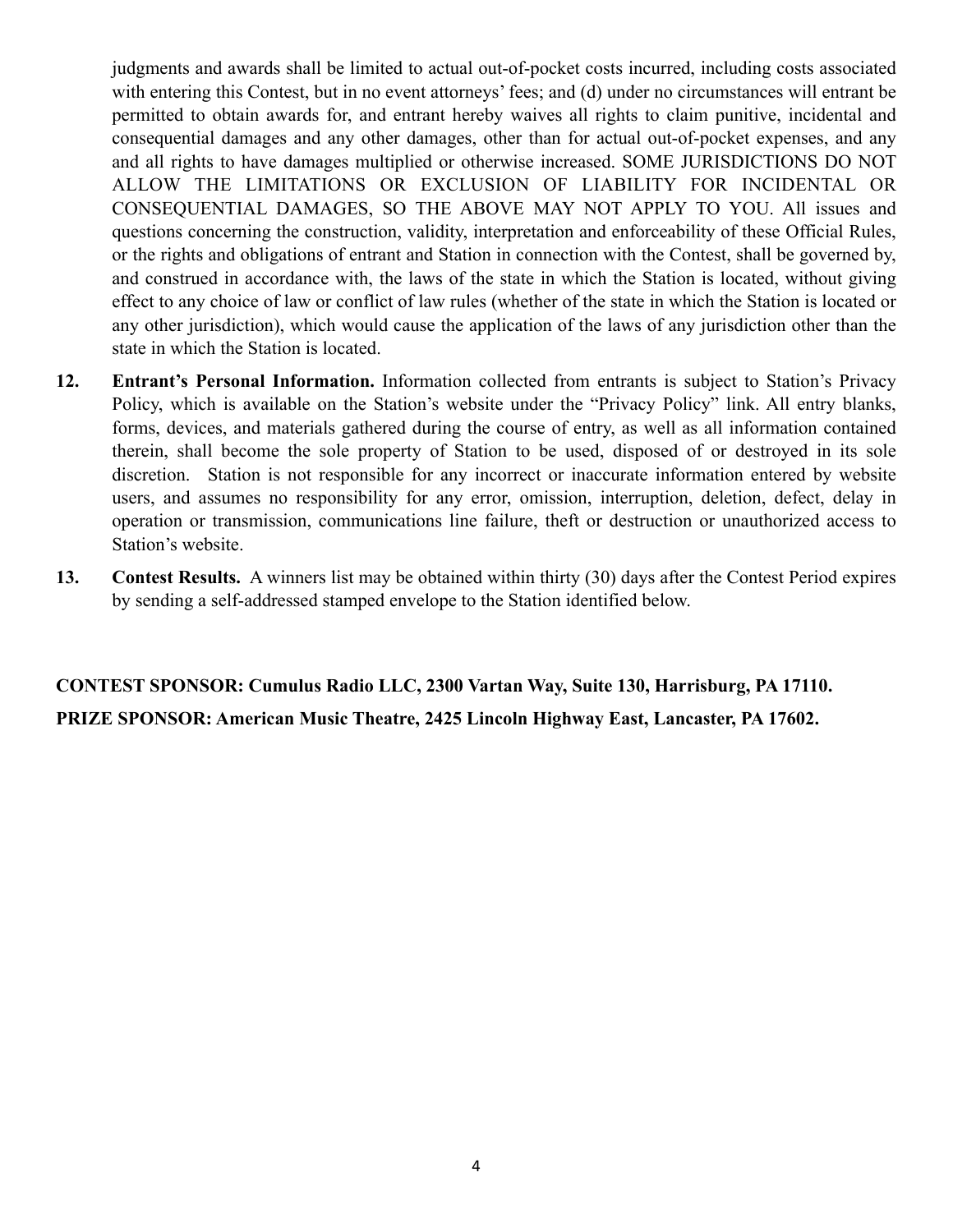judgments and awards shall be limited to actual out-of-pocket costs incurred, including costs associated with entering this Contest, but in no event attorneys' fees; and (d) under no circumstances will entrant be permitted to obtain awards for, and entrant hereby waives all rights to claim punitive, incidental and consequential damages and any other damages, other than for actual out-of-pocket expenses, and any and all rights to have damages multiplied or otherwise increased. SOME JURISDICTIONS DO NOT ALLOW THE LIMITATIONS OR EXCLUSION OF LIABILITY FOR INCIDENTAL OR CONSEQUENTIAL DAMAGES, SO THE ABOVE MAY NOT APPLY TO YOU. All issues and questions concerning the construction, validity, interpretation and enforceability of these Official Rules, or the rights and obligations of entrant and Station in connection with the Contest, shall be governed by, and construed in accordance with, the laws of the state in which the Station is located, without giving effect to any choice of law or conflict of law rules (whether of the state in which the Station is located or any other jurisdiction), which would cause the application of the laws of any jurisdiction other than the state in which the Station is located.

12. **Entrant's Personal Information.** Information collected from entrants is subject to Station's Privacy Policy, which is available on the Station's website under the "Privacy Policy" link. All entry blanks, forms, devices, and materials gathered during the course of entry, as well as all information contained therein, shall become the sole property of Station to be used, disposed of or destroyed in its sole discretion. Station is not responsible for any incorrect or inaccurate information entered by website users, and assumes no responsibility for any error, omission, interruption, deletion, defect, delay in operation or transmission, communications line failure, theft or destruction or unauthorized access to Station's website.

13. **Contest Results.** A winners list may be obtained within thirty (30) days after the Contest Period expires by sending a self-addressed stamped envelope to the Station identified below.

**CONTEST SPONSOR: Cumulus Radio LLC, 2300 Vartan Way, Suite 130, Harrisburg, PA 17110.**

**PRIZE SPONSOR: American Music Theatre, 2425 Lincoln Highway East, Lancaster, PA 17602.**